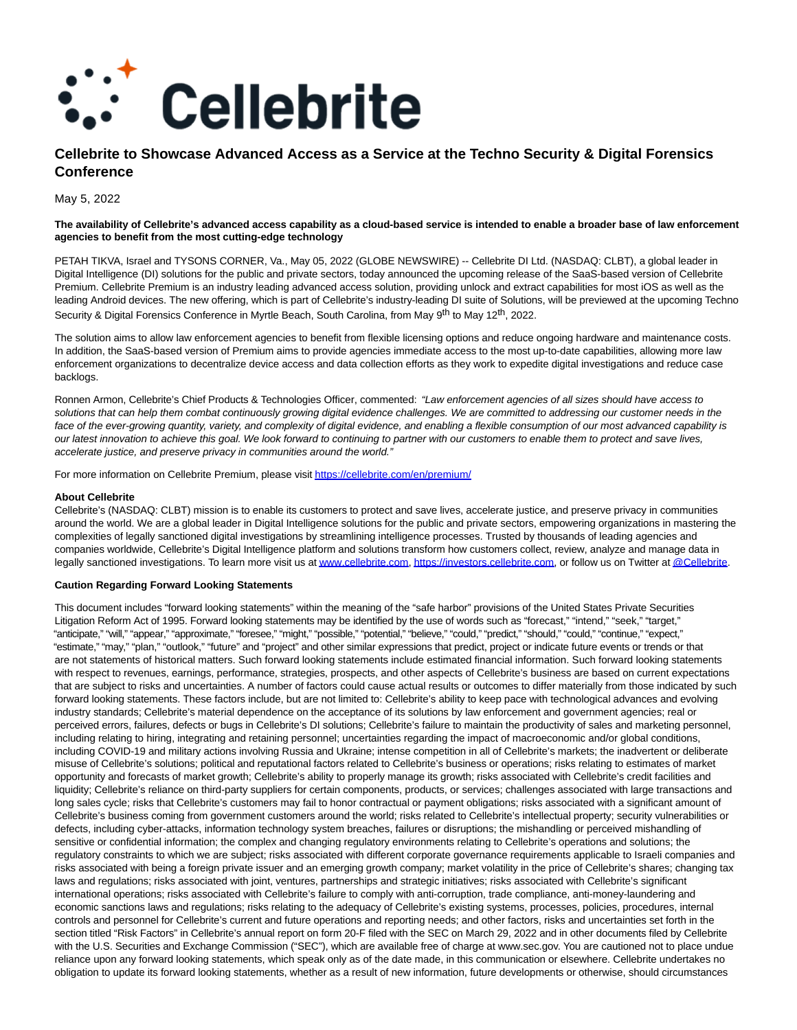# Cellebrite

## Cellebrite to Showcase Advanced Access as a Service at the Techno Security & Digital Forensics Conference

May 5, 2022

**The availability of Cellebrite's advanced access capability as a cloud-based service is intended to enable a broader base of law enforcement agencies to benefit from the most cutting-edge technology**

PETAH TIKVA, Israel and TYSONS CORNER, Va., May 05, 2022 (GLOBE NEWSWIRE) -- Cellebrite DI Ltd. (NASDAQ: CLBT), a global leader in Digital Intelligence (DI) solutions for the public and private sectors, today announced the upcoming release of the SaaS-based version of Cellebrite Premium. Cellebrite Premium is an industry leading advanced access solution, providing unlock and extract capabilities for most iOS as well as the leading Android devices. The new offering, which is part of Cellebrite's industry-leading DI suite of Solutions, will be previewed at the upcoming Techno Security & Digital Forensics Conference in Myrtle Beach, South Carolina, from May 9th to May 12th, 2022.

The solution aims to allow law enforcement agencies to benefit from flexible licensing options and reduce ongoing hardware and maintenance costs. In addition, the SaaS-based version of Premium aims to provide agencies immediate access to the most up-to-date capabilities, allowing more law enforcement organizations to decentralize device access and data collection efforts as they work to expedite digital investigations and reduce case backlogs.

Ronnen Armon, Cellebrite's Chief Products & Technologies Officer, commented: *"Law enforcement agencies of all sizes should have access to solutions that can help them combat continuously growing digital evidence challenges. We are committed to addressing our customer needs in the face of the ever-growing quantity, variety, and complexity of digital evidence, and enabling a flexible consumption of our most advanced capability is our latest innovation to achieve this goal. We look forward to continuing to partner with our customers to enable them to protect and save lives, accelerate justice, and preserve privacy in communities around the world."*

For more information on Cellebrite Premium, please visit https://cellebrite.com/en/premium/

**About Cellebrite**
Cellebrite's (NASDAQ: CLBT) mission is to enable its customers to protect and save lives, accelerate justice, and preserve privacy in communities around the world. We are a global leader in Digital Intelligence solutions for the public and private sectors, empowering organizations in mastering the complexities of legally sanctioned digital investigations by streamlining intelligence processes. Trusted by thousands of leading agencies and companies worldwide, Cellebrite's Digital Intelligence platform and solutions transform how customers collect, review, analyze and manage data in legally sanctioned investigations. To learn more visit us at www.cellebrite.com, https://investors.cellebrite.com, or follow us on Twitter at @Cellebrite.

**Caution Regarding Forward Looking Statements**

This document includes "forward looking statements" within the meaning of the "safe harbor" provisions of the United States Private Securities Litigation Reform Act of 1995. Forward looking statements may be identified by the use of words such as "forecast," "intend," "seek," "target," "anticipate," "will," "appear," "approximate," "foresee," "might," "possible," "potential," "believe," "could," "predict," "should," "could," "continue," "expect," "estimate," "may," "plan," "outlook," "future" and "project" and other similar expressions that predict, project or indicate future events or trends or that are not statements of historical matters. Such forward looking statements include estimated financial information. Such forward looking statements with respect to revenues, earnings, performance, strategies, prospects, and other aspects of Cellebrite's business are based on current expectations that are subject to risks and uncertainties. A number of factors could cause actual results or outcomes to differ materially from those indicated by such forward looking statements. These factors include, but are not limited to: Cellebrite's ability to keep pace with technological advances and evolving industry standards; Cellebrite's material dependence on the acceptance of its solutions by law enforcement and government agencies; real or perceived errors, failures, defects or bugs in Cellebrite's DI solutions; Cellebrite's failure to maintain the productivity of sales and marketing personnel, including relating to hiring, integrating and retaining personnel; uncertainties regarding the impact of macroeconomic and/or global conditions, including COVID-19 and military actions involving Russia and Ukraine; intense competition in all of Cellebrite's markets; the inadvertent or deliberate misuse of Cellebrite's solutions; political and reputational factors related to Cellebrite's business or operations; risks relating to estimates of market opportunity and forecasts of market growth; Cellebrite's ability to properly manage its growth; risks associated with Cellebrite's credit facilities and liquidity; Cellebrite's reliance on third-party suppliers for certain components, products, or services; challenges associated with large transactions and long sales cycle; risks that Cellebrite's customers may fail to honor contractual or payment obligations; risks associated with a significant amount of Cellebrite's business coming from government customers around the world; risks related to Cellebrite's intellectual property; security vulnerabilities or defects, including cyber-attacks, information technology system breaches, failures or disruptions; the mishandling or perceived mishandling of sensitive or confidential information; the complex and changing regulatory environments relating to Cellebrite's operations and solutions; the regulatory constraints to which we are subject; risks associated with different corporate governance requirements applicable to Israeli companies and risks associated with being a foreign private issuer and an emerging growth company; market volatility in the price of Cellebrite's shares; changing tax laws and regulations; risks associated with joint, ventures, partnerships and strategic initiatives; risks associated with Cellebrite's significant international operations; risks associated with Cellebrite's failure to comply with anti-corruption, trade compliance, anti-money-laundering and economic sanctions laws and regulations; risks relating to the adequacy of Cellebrite's existing systems, processes, policies, procedures, internal controls and personnel for Cellebrite's current and future operations and reporting needs; and other factors, risks and uncertainties set forth in the section titled "Risk Factors" in Cellebrite's annual report on form 20-F filed with the SEC on March 29, 2022 and in other documents filed by Cellebrite with the U.S. Securities and Exchange Commission ("SEC"), which are available free of charge at www.sec.gov. You are cautioned not to place undue reliance upon any forward looking statements, which speak only as of the date made, in this communication or elsewhere. Cellebrite undertakes no obligation to update its forward looking statements, whether as a result of new information, future developments or otherwise, should circumstances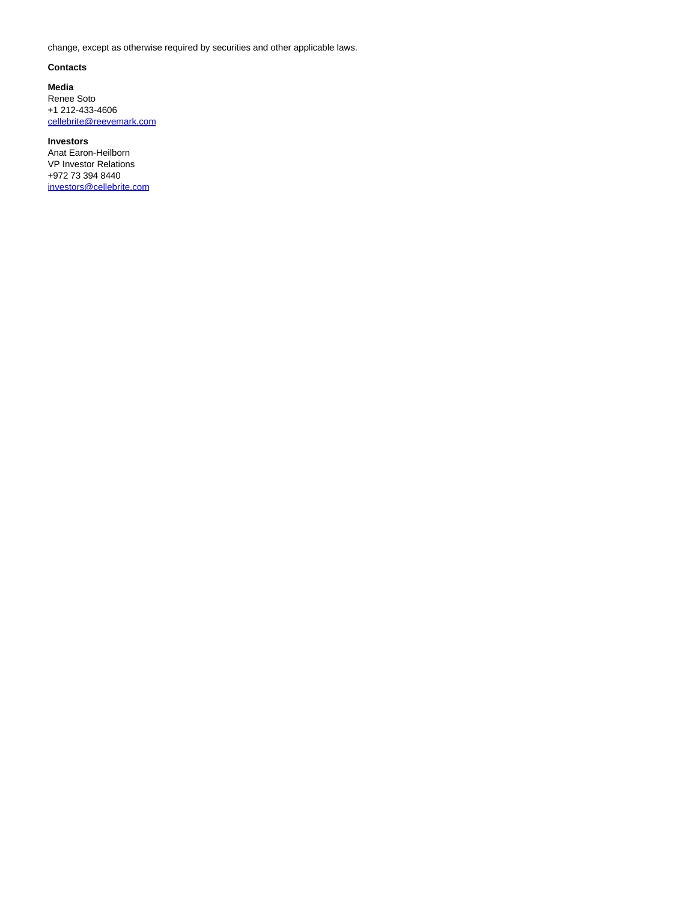change, except as otherwise required by securities and other applicable laws.

**Contacts**

**Media**
Renee Soto
+1 212-433-4606
cellebrite@reevemark.com

**Investors**
Anat Earon-Heilborn
VP Investor Relations
+972 73 394 8440
investors@cellebrite.com